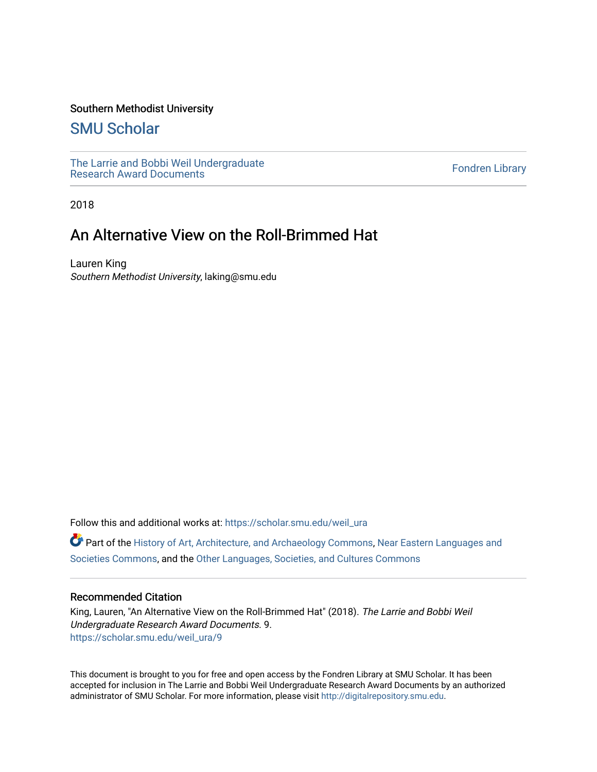Southern Methodist University

## SMU Scholar

The Larrie and Bobbi Weil Undergraduate Research Award Documents

Fondren Library

2018

# An Alternative View on the Roll-Brimmed Hat

Lauren King
*Southern Methodist University*, laking@smu.edu

Follow this and additional works at: https://scholar.smu.edu/weil_ura

Part of the History of Art, Architecture, and Archaeology Commons, Near Eastern Languages and Societies Commons, and the Other Languages, Societies, and Cultures Commons

### Recommended Citation

King, Lauren, "An Alternative View on the Roll-Brimmed Hat" (2018). *The Larrie and Bobbi Weil Undergraduate Research Award Documents*. 9.
https://scholar.smu.edu/weil_ura/9

This document is brought to you for free and open access by the Fondren Library at SMU Scholar. It has been accepted for inclusion in The Larrie and Bobbi Weil Undergraduate Research Award Documents by an authorized administrator of SMU Scholar. For more information, please visit http://digitalrepository.smu.edu.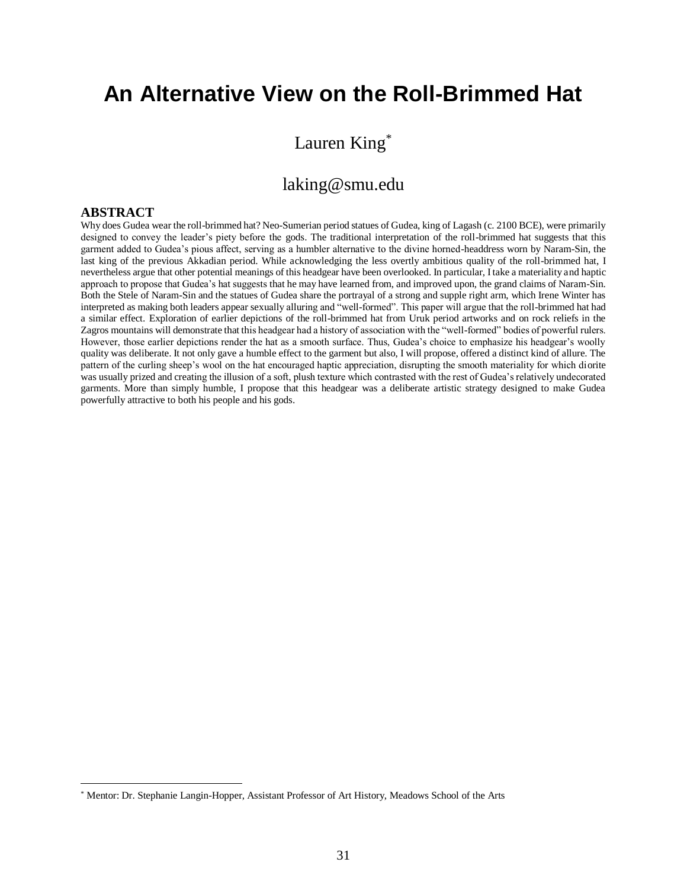# An Alternative View on the Roll-Brimmed Hat

Lauren King[*]

laking@smu.edu

### ABSTRACT

Why does Gudea wear the roll-brimmed hat? Neo-Sumerian period statues of Gudea, king of Lagash (c. 2100 BCE), were primarily designed to convey the leader's piety before the gods. The traditional interpretation of the roll-brimmed hat suggests that this garment added to Gudea's pious affect, serving as a humbler alternative to the divine horned-headdress worn by Naram-Sin, the last king of the previous Akkadian period. While acknowledging the less overtly ambitious quality of the roll-brimmed hat, I nevertheless argue that other potential meanings of this headgear have been overlooked. In particular, I take a materiality and haptic approach to propose that Gudea's hat suggests that he may have learned from, and improved upon, the grand claims of Naram-Sin. Both the Stele of Naram-Sin and the statues of Gudea share the portrayal of a strong and supple right arm, which Irene Winter has interpreted as making both leaders appear sexually alluring and "well-formed". This paper will argue that the roll-brimmed hat had a similar effect. Exploration of earlier depictions of the roll-brimmed hat from Uruk period artworks and on rock reliefs in the Zagros mountains will demonstrate that this headgear had a history of association with the "well-formed" bodies of powerful rulers. However, those earlier depictions render the hat as a smooth surface. Thus, Gudea's choice to emphasize his headgear's woolly quality was deliberate. It not only gave a humble effect to the garment but also, I will propose, offered a distinct kind of allure. The pattern of the curling sheep's wool on the hat encouraged haptic appreciation, disrupting the smooth materiality for which diorite was usually prized and creating the illusion of a soft, plush texture which contrasted with the rest of Gudea's relatively undecorated garments. More than simply humble, I propose that this headgear was a deliberate artistic strategy designed to make Gudea powerfully attractive to both his people and his gods.

---

[*] Mentor: Dr. Stephanie Langin-Hopper, Assistant Professor of Art History, Meadows School of the Arts